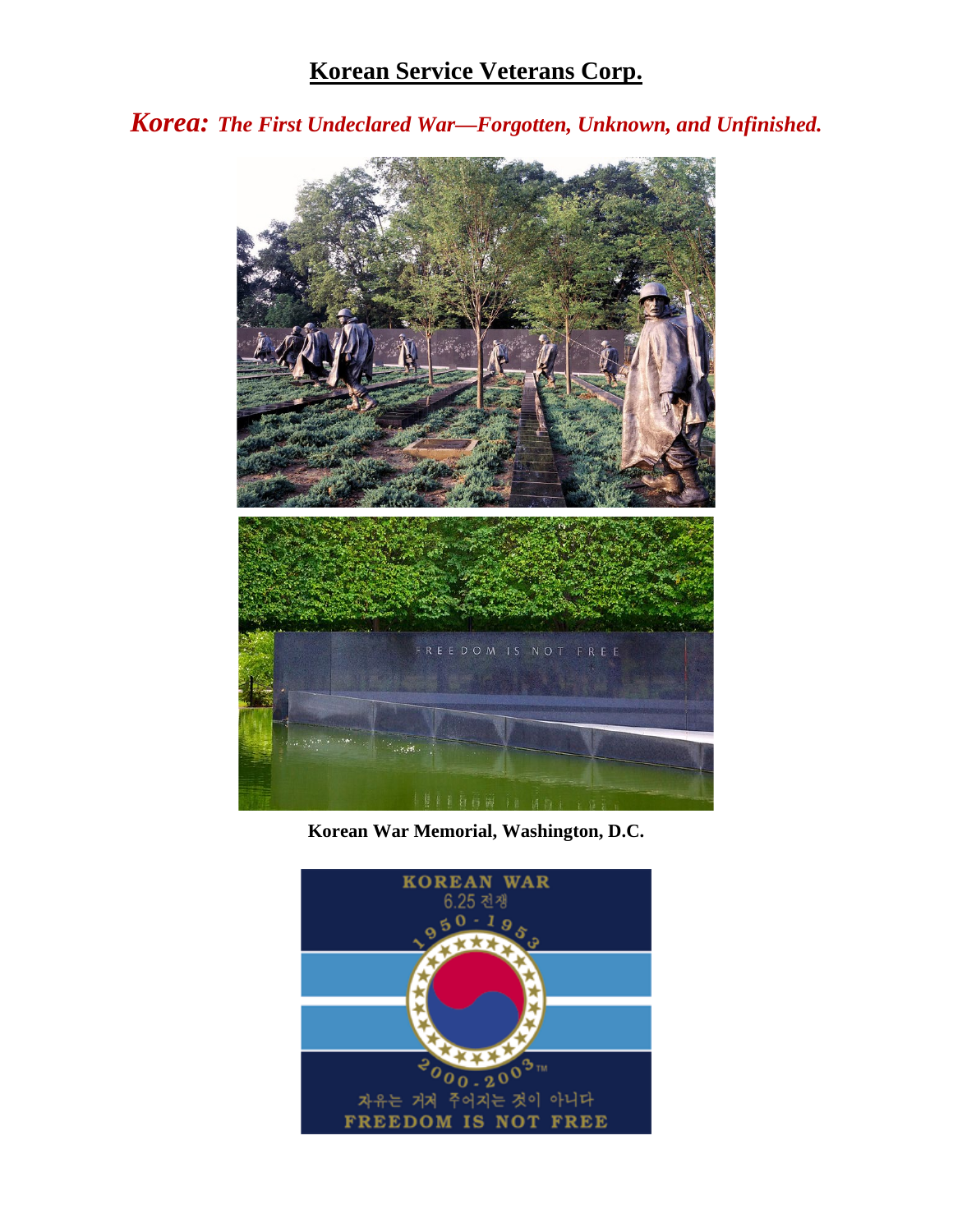# Korean Service Veterans Corp.

***Korea:* *The First Undeclared War—Forgotten, Unknown, and Unfinished.***

**Korean War Memorial, Washington, D.C.**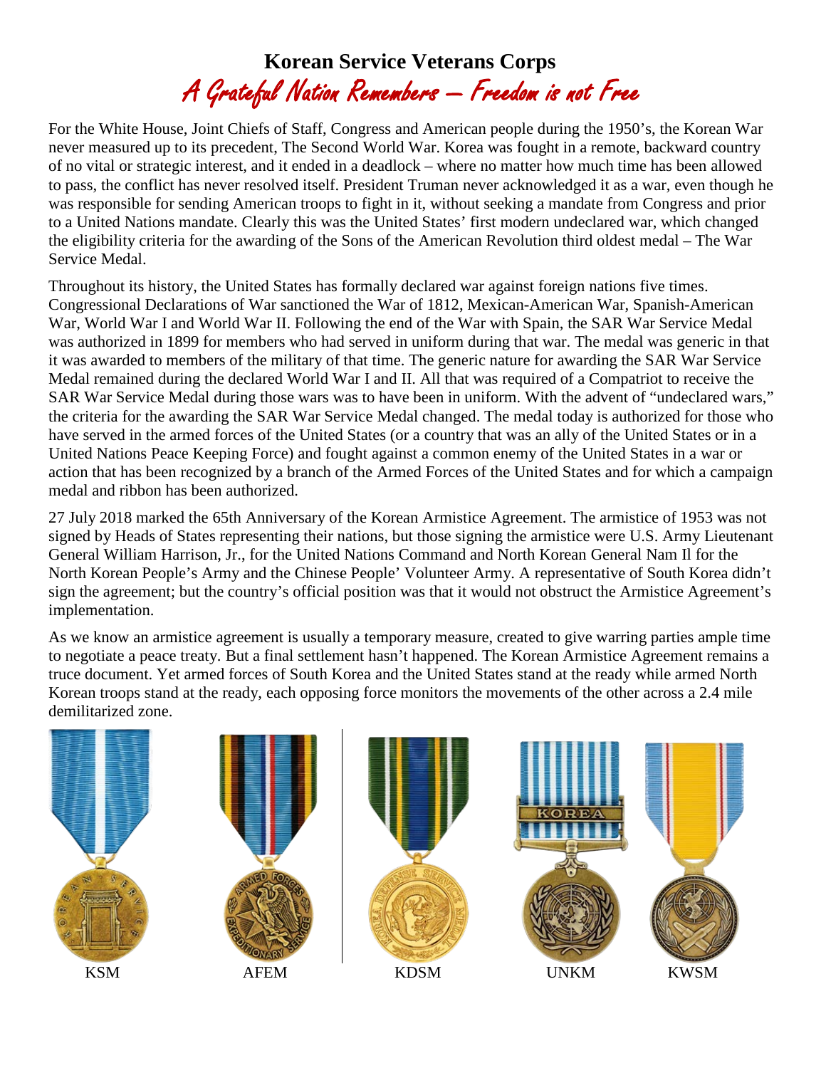# Korean Service Veterans Corps

*A Grateful Nation Remembers – Freedom is not Free*

For the White House, Joint Chiefs of Staff, Congress and American people during the 1950's, the Korean War never measured up to its precedent, The Second World War. Korea was fought in a remote, backward country of no vital or strategic interest, and it ended in a deadlock – where no matter how much time has been allowed to pass, the conflict has never resolved itself. President Truman never acknowledged it as a war, even though he was responsible for sending American troops to fight in it, without seeking a mandate from Congress and prior to a United Nations mandate. Clearly this was the United States' first modern undeclared war, which changed the eligibility criteria for the awarding of the Sons of the American Revolution third oldest medal – The War Service Medal.

Throughout its history, the United States has formally declared war against foreign nations five times. Congressional Declarations of War sanctioned the War of 1812, Mexican-American War, Spanish-American War, World War I and World War II. Following the end of the War with Spain, the SAR War Service Medal was authorized in 1899 for members who had served in uniform during that war. The medal was generic in that it was awarded to members of the military of that time. The generic nature for awarding the SAR War Service Medal remained during the declared World War I and II. All that was required of a Compatriot to receive the SAR War Service Medal during those wars was to have been in uniform. With the advent of "undeclared wars," the criteria for the awarding the SAR War Service Medal changed. The medal today is authorized for those who have served in the armed forces of the United States (or a country that was an ally of the United States or in a United Nations Peace Keeping Force) and fought against a common enemy of the United States in a war or action that has been recognized by a branch of the Armed Forces of the United States and for which a campaign medal and ribbon has been authorized.

27 July 2018 marked the 65th Anniversary of the Korean Armistice Agreement. The armistice of 1953 was not signed by Heads of States representing their nations, but those signing the armistice were U.S. Army Lieutenant General William Harrison, Jr., for the United Nations Command and North Korean General Nam Il for the North Korean People's Army and the Chinese People' Volunteer Army. A representative of South Korea didn't sign the agreement; but the country's official position was that it would not obstruct the Armistice Agreement's implementation.

As we know an armistice agreement is usually a temporary measure, created to give warring parties ample time to negotiate a peace treaty. But a final settlement hasn't happened. The Korean Armistice Agreement remains a truce document. Yet armed forces of South Korea and the United States stand at the ready while armed North Korean troops stand at the ready, each opposing force monitors the movements of the other across a 2.4 mile demilitarized zone.

KSM AFEM KDSM UNKM KWSM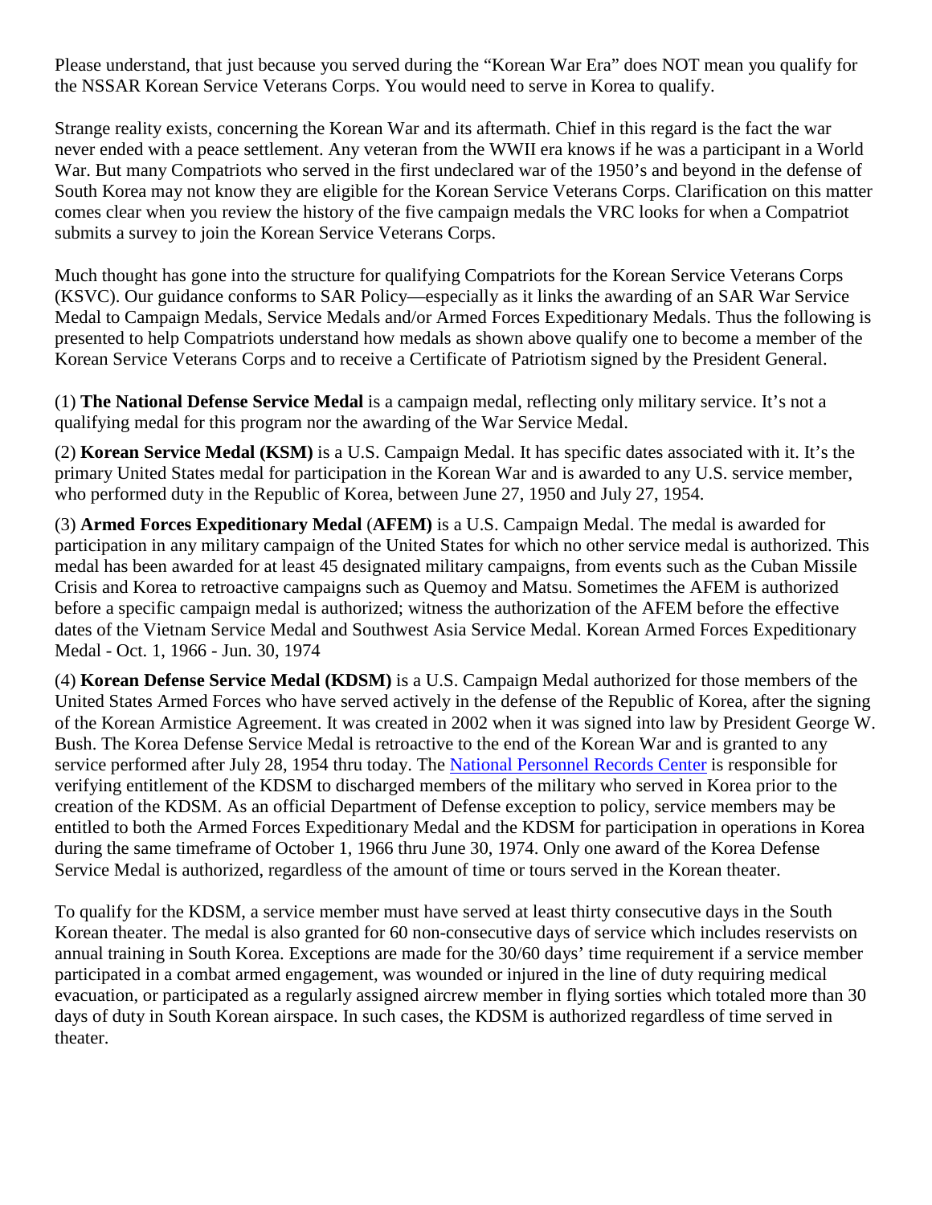Please understand, that just because you served during the "Korean War Era" does NOT mean you qualify for the NSSAR Korean Service Veterans Corps. You would need to serve in Korea to qualify.

Strange reality exists, concerning the Korean War and its aftermath. Chief in this regard is the fact the war never ended with a peace settlement. Any veteran from the WWII era knows if he was a participant in a World War. But many Compatriots who served in the first undeclared war of the 1950's and beyond in the defense of South Korea may not know they are eligible for the Korean Service Veterans Corps. Clarification on this matter comes clear when you review the history of the five campaign medals the VRC looks for when a Compatriot submits a survey to join the Korean Service Veterans Corps.

Much thought has gone into the structure for qualifying Compatriots for the Korean Service Veterans Corps (KSVC). Our guidance conforms to SAR Policy—especially as it links the awarding of an SAR War Service Medal to Campaign Medals, Service Medals and/or Armed Forces Expeditionary Medals. Thus the following is presented to help Compatriots understand how medals as shown above qualify one to become a member of the Korean Service Veterans Corps and to receive a Certificate of Patriotism signed by the President General.

(1) **The National Defense Service Medal** is a campaign medal, reflecting only military service. It's not a qualifying medal for this program nor the awarding of the War Service Medal.

(2) **Korean Service Medal (KSM)** is a U.S. Campaign Medal. It has specific dates associated with it. It's the primary United States medal for participation in the Korean War and is awarded to any U.S. service member, who performed duty in the Republic of Korea, between June 27, 1950 and July 27, 1954.

(3) **Armed Forces Expeditionary Medal** (**AFEM)** is a U.S. Campaign Medal. The medal is awarded for participation in any military campaign of the United States for which no other service medal is authorized. This medal has been awarded for at least 45 designated military campaigns, from events such as the Cuban Missile Crisis and Korea to retroactive campaigns such as Quemoy and Matsu. Sometimes the AFEM is authorized before a specific campaign medal is authorized; witness the authorization of the AFEM before the effective dates of the Vietnam Service Medal and Southwest Asia Service Medal. Korean Armed Forces Expeditionary Medal - Oct. 1, 1966 - Jun. 30, 1974

(4) **Korean Defense Service Medal (KDSM)** is a U.S. Campaign Medal authorized for those members of the United States Armed Forces who have served actively in the defense of the Republic of Korea, after the signing of the Korean Armistice Agreement. It was created in 2002 when it was signed into law by President George W. Bush. The Korea Defense Service Medal is retroactive to the end of the Korean War and is granted to any service performed after July 28, 1954 thru today. The National Personnel Records Center is responsible for verifying entitlement of the KDSM to discharged members of the military who served in Korea prior to the creation of the KDSM. As an official Department of Defense exception to policy, service members may be entitled to both the Armed Forces Expeditionary Medal and the KDSM for participation in operations in Korea during the same timeframe of October 1, 1966 thru June 30, 1974. Only one award of the Korea Defense Service Medal is authorized, regardless of the amount of time or tours served in the Korean theater.

To qualify for the KDSM, a service member must have served at least thirty consecutive days in the South Korean theater. The medal is also granted for 60 non-consecutive days of service which includes reservists on annual training in South Korea. Exceptions are made for the 30/60 days' time requirement if a service member participated in a combat armed engagement, was wounded or injured in the line of duty requiring medical evacuation, or participated as a regularly assigned aircrew member in flying sorties which totaled more than 30 days of duty in South Korean airspace. In such cases, the KDSM is authorized regardless of time served in theater.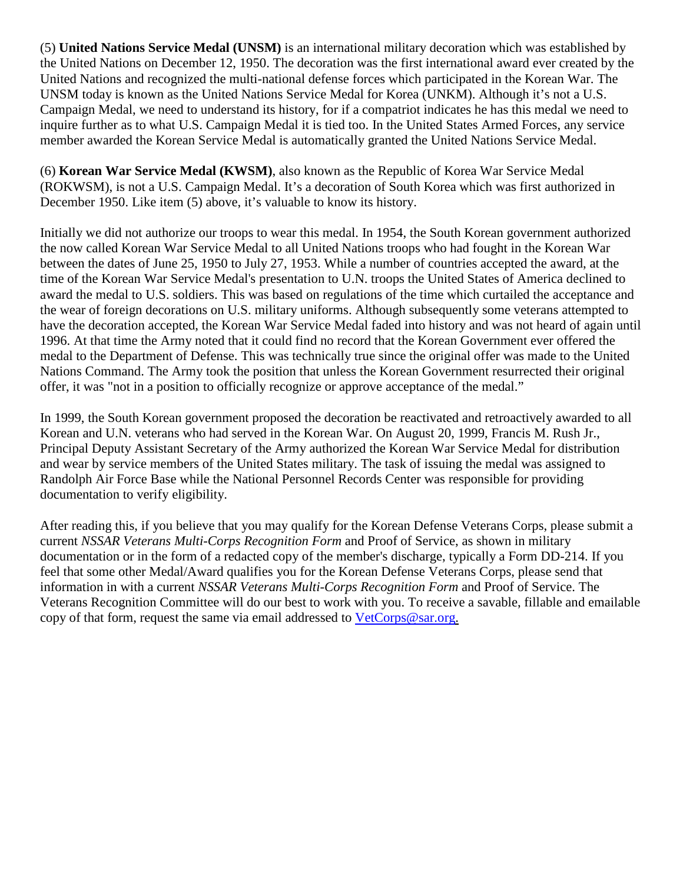(5) **United Nations Service Medal (UNSM)** is an international military decoration which was established by the United Nations on December 12, 1950. The decoration was the first international award ever created by the United Nations and recognized the multi-national defense forces which participated in the Korean War. The UNSM today is known as the United Nations Service Medal for Korea (UNKM). Although it's not a U.S. Campaign Medal, we need to understand its history, for if a compatriot indicates he has this medal we need to inquire further as to what U.S. Campaign Medal it is tied too. In the United States Armed Forces, any service member awarded the Korean Service Medal is automatically granted the United Nations Service Medal.

(6) **Korean War Service Medal (KWSM)**, also known as the Republic of Korea War Service Medal (ROKWSM), is not a U.S. Campaign Medal. It's a decoration of South Korea which was first authorized in December 1950. Like item (5) above, it's valuable to know its history.

Initially we did not authorize our troops to wear this medal. In 1954, the South Korean government authorized the now called Korean War Service Medal to all United Nations troops who had fought in the Korean War between the dates of June 25, 1950 to July 27, 1953. While a number of countries accepted the award, at the time of the Korean War Service Medal's presentation to U.N. troops the United States of America declined to award the medal to U.S. soldiers. This was based on regulations of the time which curtailed the acceptance and the wear of foreign decorations on U.S. military uniforms. Although subsequently some veterans attempted to have the decoration accepted, the Korean War Service Medal faded into history and was not heard of again until 1996. At that time the Army noted that it could find no record that the Korean Government ever offered the medal to the Department of Defense. This was technically true since the original offer was made to the United Nations Command. The Army took the position that unless the Korean Government resurrected their original offer, it was "not in a position to officially recognize or approve acceptance of the medal."

In 1999, the South Korean government proposed the decoration be reactivated and retroactively awarded to all Korean and U.N. veterans who had served in the Korean War. On August 20, 1999, Francis M. Rush Jr., Principal Deputy Assistant Secretary of the Army authorized the Korean War Service Medal for distribution and wear by service members of the United States military. The task of issuing the medal was assigned to Randolph Air Force Base while the National Personnel Records Center was responsible for providing documentation to verify eligibility.

After reading this, if you believe that you may qualify for the Korean Defense Veterans Corps, please submit a current *NSSAR Veterans Multi-Corps Recognition Form* and Proof of Service, as shown in military documentation or in the form of a redacted copy of the member's discharge, typically a Form DD-214. If you feel that some other Medal/Award qualifies you for the Korean Defense Veterans Corps, please send that information in with a current *NSSAR Veterans Multi-Corps Recognition Form* and Proof of Service. The Veterans Recognition Committee will do our best to work with you. To receive a savable, fillable and emailable copy of that form, request the same via email addressed to VetCorps@sar.org.